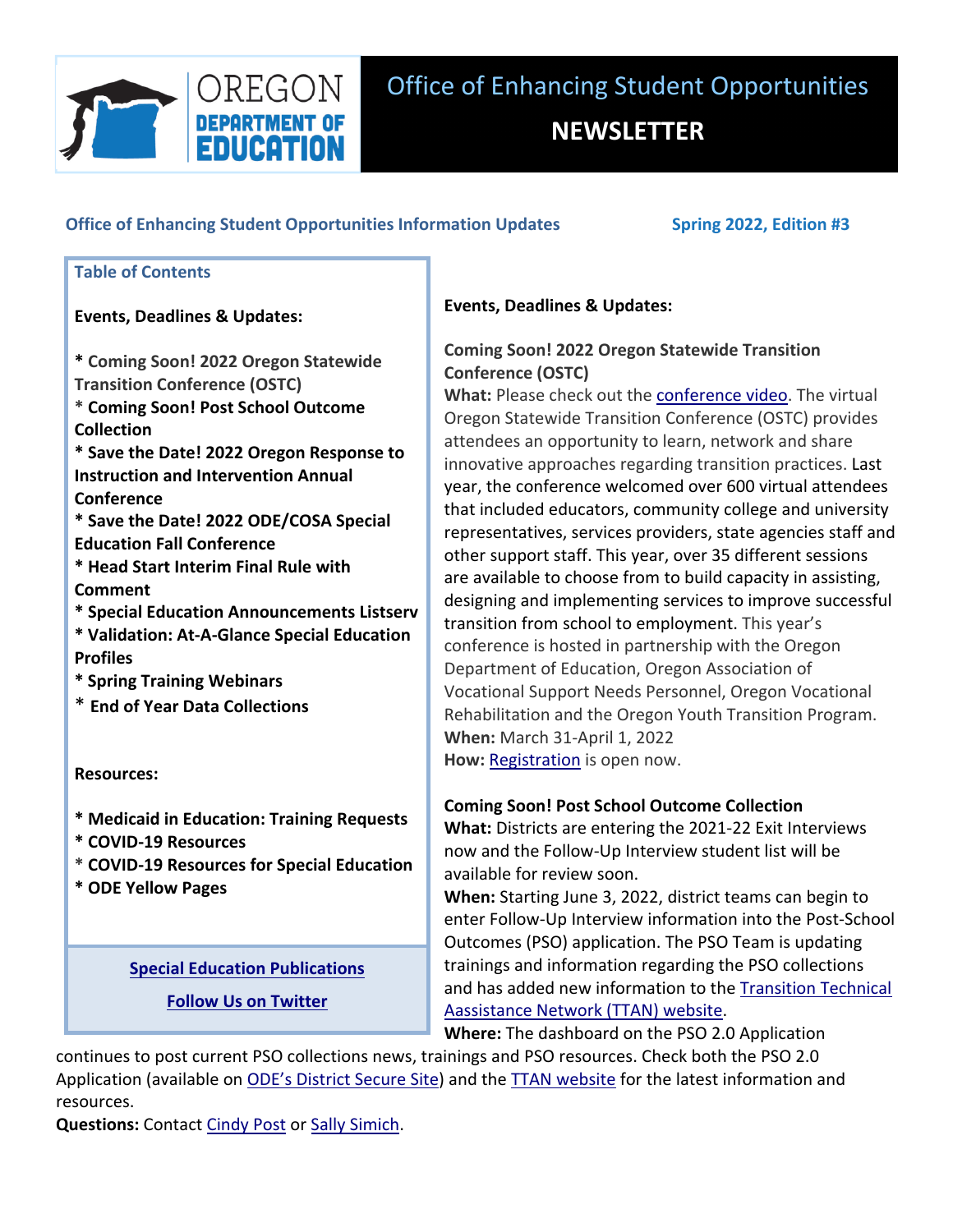# Office of Enhancing Student Opportunities

## NEWSLETTER

**Office of Enhancing Student Opportunities Information Updates** **Spring 2022, Edition #3**

### Table of Contents

**Events, Deadlines & Updates:**

* Coming Soon! 2022 Oregon Statewide Transition Conference (OSTC)
* Coming Soon! Post School Outcome Collection
* Save the Date! 2022 Oregon Response to Instruction and Intervention Annual Conference
* Save the Date! 2022 ODE/COSA Special Education Fall Conference
* Head Start Interim Final Rule with Comment
* Special Education Announcements Listserv
* Validation: At-A-Glance Special Education Profiles
* Spring Training Webinars
* End of Year Data Collections

**Resources:**

* Medicaid in Education: Training Requests
* COVID-19 Resources
* COVID-19 Resources for Special Education
* ODE Yellow Pages

[Special Education Publications]

[Follow Us on Twitter]

## Events, Deadlines & Updates:

### Coming Soon! 2022 Oregon Statewide Transition Conference (OSTC)

**What:** Please check out the conference video. The virtual Oregon Statewide Transition Conference (OSTC) provides attendees an opportunity to learn, network and share innovative approaches regarding transition practices. Last year, the conference welcomed over 600 virtual attendees that included educators, community college and university representatives, services providers, state agencies staff and other support staff. This year, over 35 different sessions are available to choose from to build capacity in assisting, designing and implementing services to improve successful transition from school to employment. This year's conference is hosted in partnership with the Oregon Department of Education, Oregon Association of Vocational Support Needs Personnel, Oregon Vocational Rehabilitation and the Oregon Youth Transition Program.
**When:** March 31-April 1, 2022
**How:** Registration is open now.

### Coming Soon! Post School Outcome Collection

**What:** Districts are entering the 2021-22 Exit Interviews now and the Follow-Up Interview student list will be available for review soon.
**When:** Starting June 3, 2022, district teams can begin to enter Follow-Up Interview information into the Post-School Outcomes (PSO) application. The PSO Team is updating trainings and information regarding the PSO collections and has added new information to the Transition Technical Aassistance Network (TTAN) website.
**Where:** The dashboard on the PSO 2.0 Application continues to post current PSO collections news, trainings and PSO resources. Check both the PSO 2.0 Application (available on ODE's District Secure Site) and the TTAN website for the latest information and resources.
**Questions:** Contact Cindy Post or Sally Simich.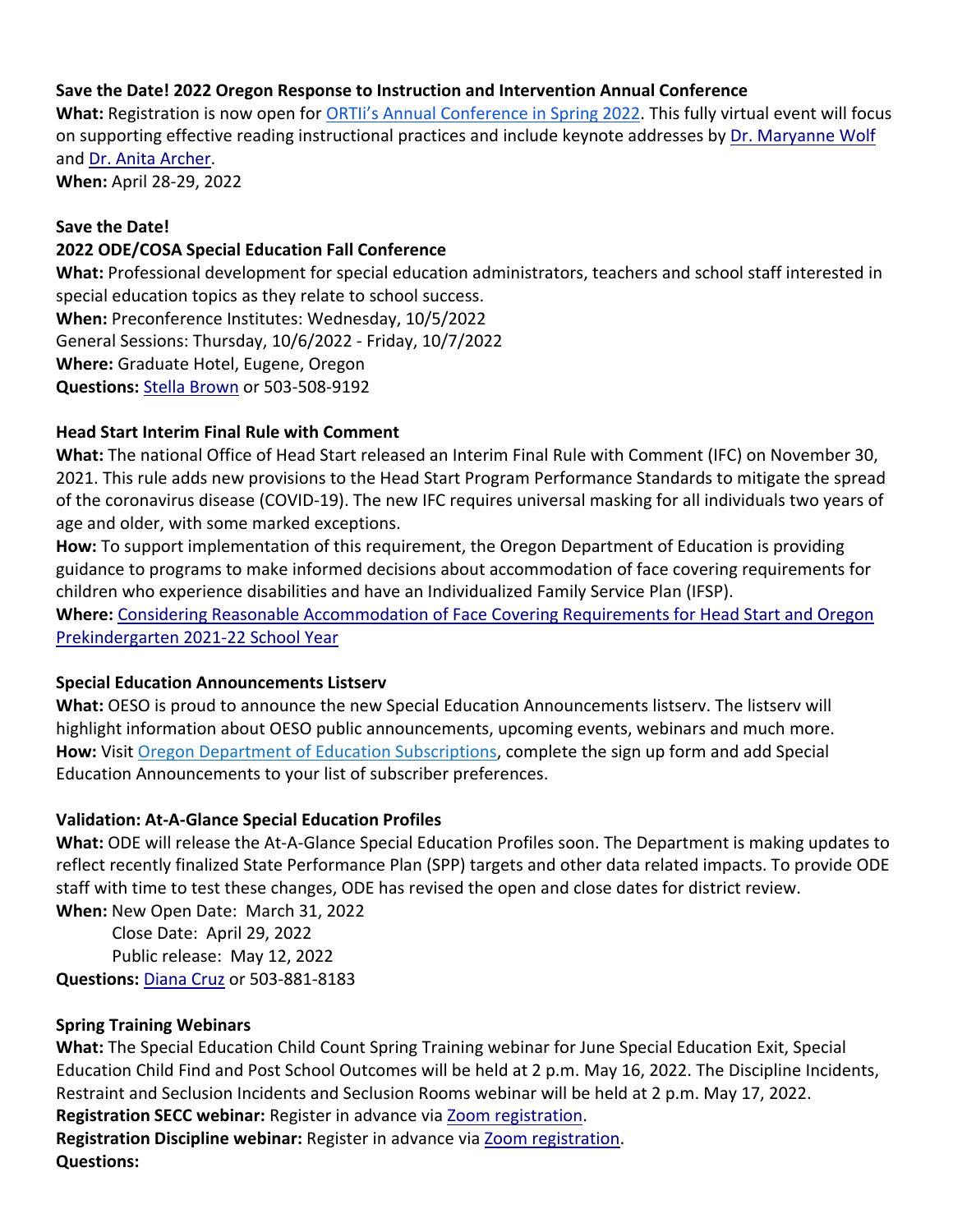**Save the Date! 2022 Oregon Response to Instruction and Intervention Annual Conference**
**What:** Registration is now open for ORTIi's Annual Conference in Spring 2022. This fully virtual event will focus on supporting effective reading instructional practices and include keynote addresses by Dr. Maryanne Wolf and Dr. Anita Archer.
**When:** April 28-29, 2022

**Save the Date!**
**2022 ODE/COSA Special Education Fall Conference**
**What:** Professional development for special education administrators, teachers and school staff interested in special education topics as they relate to school success.
**When:** Preconference Institutes: Wednesday, 10/5/2022
General Sessions: Thursday, 10/6/2022 - Friday, 10/7/2022
**Where:** Graduate Hotel, Eugene, Oregon
**Questions:** Stella Brown or 503-508-9192

**Head Start Interim Final Rule with Comment**
**What:** The national Office of Head Start released an Interim Final Rule with Comment (IFC) on November 30, 2021. This rule adds new provisions to the Head Start Program Performance Standards to mitigate the spread of the coronavirus disease (COVID-19). The new IFC requires universal masking for all individuals two years of age and older, with some marked exceptions.
**How:** To support implementation of this requirement, the Oregon Department of Education is providing guidance to programs to make informed decisions about accommodation of face covering requirements for children who experience disabilities and have an Individualized Family Service Plan (IFSP).
**Where:** Considering Reasonable Accommodation of Face Covering Requirements for Head Start and Oregon Prekindergarten 2021-22 School Year

**Special Education Announcements Listserv**
**What:** OESO is proud to announce the new Special Education Announcements listserv. The listserv will highlight information about OESO public announcements, upcoming events, webinars and much more.
**How:** Visit Oregon Department of Education Subscriptions, complete the sign up form and add Special Education Announcements to your list of subscriber preferences.

**Validation: At-A-Glance Special Education Profiles**
**What:** ODE will release the At-A-Glance Special Education Profiles soon. The Department is making updates to reflect recently finalized State Performance Plan (SPP) targets and other data related impacts. To provide ODE staff with time to test these changes, ODE has revised the open and close dates for district review.
**When:** New Open Date: March 31, 2022
Close Date: April 29, 2022
Public release: May 12, 2022
**Questions:** Diana Cruz or 503-881-8183

**Spring Training Webinars**
**What:** The Special Education Child Count Spring Training webinar for June Special Education Exit, Special Education Child Find and Post School Outcomes will be held at 2 p.m. May 16, 2022. The Discipline Incidents, Restraint and Seclusion Incidents and Seclusion Rooms webinar will be held at 2 p.m. May 17, 2022.
**Registration SECC webinar:** Register in advance via Zoom registration.
**Registration Discipline webinar:** Register in advance via Zoom registration.
**Questions:**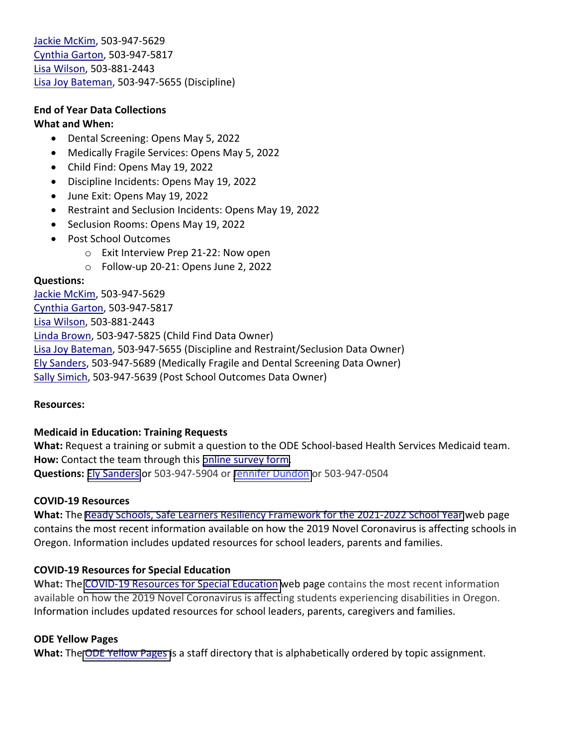Jackie McKim, 503-947-5629
Cynthia Garton, 503-947-5817
Lisa Wilson, 503-881-2443
Lisa Joy Bateman, 503-947-5655 (Discipline)

**End of Year Data Collections**
**What and When:**

- Dental Screening: Opens May 5, 2022
- Medically Fragile Services: Opens May 5, 2022
- Child Find: Opens May 19, 2022
- Discipline Incidents: Opens May 19, 2022
- June Exit: Opens May 19, 2022
- Restraint and Seclusion Incidents: Opens May 19, 2022
- Seclusion Rooms: Opens May 19, 2022
- Post School Outcomes
    - Exit Interview Prep 21-22: Now open
    - Follow-up 20-21: Opens June 2, 2022

**Questions:**
Jackie McKim, 503-947-5629
Cynthia Garton, 503-947-5817
Lisa Wilson, 503-881-2443
Linda Brown, 503-947-5825 (Child Find Data Owner)
Lisa Joy Bateman, 503-947-5655 (Discipline and Restraint/Seclusion Data Owner)
Ely Sanders, 503-947-5689 (Medically Fragile and Dental Screening Data Owner)
Sally Simich, 503-947-5639 (Post School Outcomes Data Owner)

**Resources:**

**Medicaid in Education: Training Requests**
**What:** Request a training or submit a question to the ODE School-based Health Services Medicaid team.
**How:** Contact the team through this online survey form.
**Questions:** Ely Sanders or 503-947-5904 or Jennifer Dundon or 503-947-0504

**COVID-19 Resources**
**What:** The Ready Schools, Safe Learners Resiliency Framework for the 2021-2022 School Year web page contains the most recent information available on how the 2019 Novel Coronavirus is affecting schools in Oregon. Information includes updated resources for school leaders, parents and families.

**COVID-19 Resources for Special Education**
**What:** The COVID-19 Resources for Special Education web page contains the most recent information available on how the 2019 Novel Coronavirus is affecting students experiencing disabilities in Oregon. Information includes updated resources for school leaders, parents, caregivers and families.

**ODE Yellow Pages**
**What:** The ODE Yellow Pages is a staff directory that is alphabetically ordered by topic assignment.